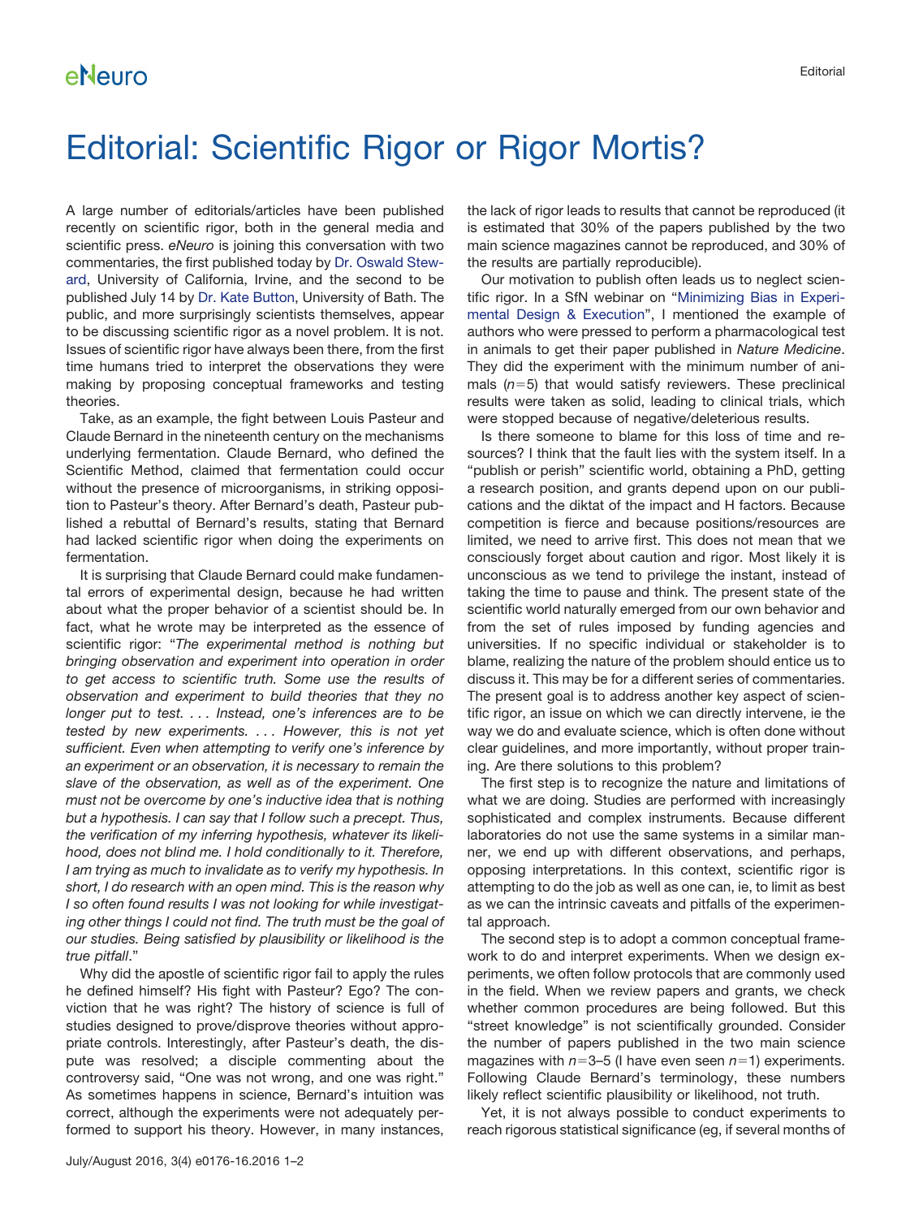# Editorial: Scientific Rigor or Rigor Mortis?

A large number of editorials/articles have been published recently on scientific rigor, both in the general media and scientific press. *eNeuro* is joining this conversation with two commentaries, the first published today by Dr. Oswald Steward, University of California, Irvine, and the second to be published July 14 by Dr. Kate Button, University of Bath. The public, and more surprisingly scientists themselves, appear to be discussing scientific rigor as a novel problem. It is not. Issues of scientific rigor have always been there, from the first time humans tried to interpret the observations they were making by proposing conceptual frameworks and testing theories.

Take, as an example, the fight between Louis Pasteur and Claude Bernard in the nineteenth century on the mechanisms underlying fermentation. Claude Bernard, who defined the Scientific Method, claimed that fermentation could occur without the presence of microorganisms, in striking opposition to Pasteur's theory. After Bernard's death, Pasteur published a rebuttal of Bernard's results, stating that Bernard had lacked scientific rigor when doing the experiments on fermentation.

It is surprising that Claude Bernard could make fundamental errors of experimental design, because he had written about what the proper behavior of a scientist should be. In fact, what he wrote may be interpreted as the essence of scientific rigor: "*The experimental method is nothing but bringing observation and experiment into operation in order to get access to scientific truth. Some use the results of observation and experiment to build theories that they no longer put to test. . . . Instead, one's inferences are to be tested by new experiments. . . . However, this is not yet sufficient. Even when attempting to verify one's inference by an experiment or an observation, it is necessary to remain the slave of the observation, as well as of the experiment. One must not be overcome by one's inductive idea that is nothing but a hypothesis. I can say that I follow such a precept. Thus, the verification of my inferring hypothesis, whatever its likelihood, does not blind me. I hold conditionally to it. Therefore, I am trying as much to invalidate as to verify my hypothesis. In short, I do research with an open mind. This is the reason why I so often found results I was not looking for while investigating other things I could not find. The truth must be the goal of our studies. Being satisfied by plausibility or likelihood is the true pitfall*."

Why did the apostle of scientific rigor fail to apply the rules he defined himself? His fight with Pasteur? Ego? The conviction that he was right? The history of science is full of studies designed to prove/disprove theories without appropriate controls. Interestingly, after Pasteur's death, the dispute was resolved; a disciple commenting about the controversy said, "One was not wrong, and one was right." As sometimes happens in science, Bernard's intuition was correct, although the experiments were not adequately performed to support his theory. However, in many instances, the lack of rigor leads to results that cannot be reproduced (it is estimated that 30% of the papers published by the two main science magazines cannot be reproduced, and 30% of the results are partially reproducible).

Our motivation to publish often leads us to neglect scientific rigor. In a SfN webinar on "Minimizing Bias in Experimental Design & Execution", I mentioned the example of authors who were pressed to perform a pharmacological test in animals to get their paper published in *Nature Medicine*. They did the experiment with the minimum number of animals ($n=5$) that would satisfy reviewers. These preclinical results were taken as solid, leading to clinical trials, which were stopped because of negative/deleterious results.

Is there someone to blame for this loss of time and resources? I think that the fault lies with the system itself. In a "publish or perish" scientific world, obtaining a PhD, getting a research position, and grants depend upon on our publications and the diktat of the impact and H factors. Because competition is fierce and because positions/resources are limited, we need to arrive first. This does not mean that we consciously forget about caution and rigor. Most likely it is unconscious as we tend to privilege the instant, instead of taking the time to pause and think. The present state of the scientific world naturally emerged from our own behavior and from the set of rules imposed by funding agencies and universities. If no specific individual or stakeholder is to blame, realizing the nature of the problem should entice us to discuss it. This may be for a different series of commentaries. The present goal is to address another key aspect of scientific rigor, an issue on which we can directly intervene, ie the way we do and evaluate science, which is often done without clear guidelines, and more importantly, without proper training. Are there solutions to this problem?

The first step is to recognize the nature and limitations of what we are doing. Studies are performed with increasingly sophisticated and complex instruments. Because different laboratories do not use the same systems in a similar manner, we end up with different observations, and perhaps, opposing interpretations. In this context, scientific rigor is attempting to do the job as well as one can, ie, to limit as best as we can the intrinsic caveats and pitfalls of the experimental approach.

The second step is to adopt a common conceptual framework to do and interpret experiments. When we design experiments, we often follow protocols that are commonly used in the field. When we review papers and grants, we check whether common procedures are being followed. But this "street knowledge" is not scientifically grounded. Consider the number of papers published in the two main science magazines with $n=3$–5 (I have even seen $n=1$) experiments. Following Claude Bernard's terminology, these numbers likely reflect scientific plausibility or likelihood, not truth.

Yet, it is not always possible to conduct experiments to reach rigorous statistical significance (eg, if several months of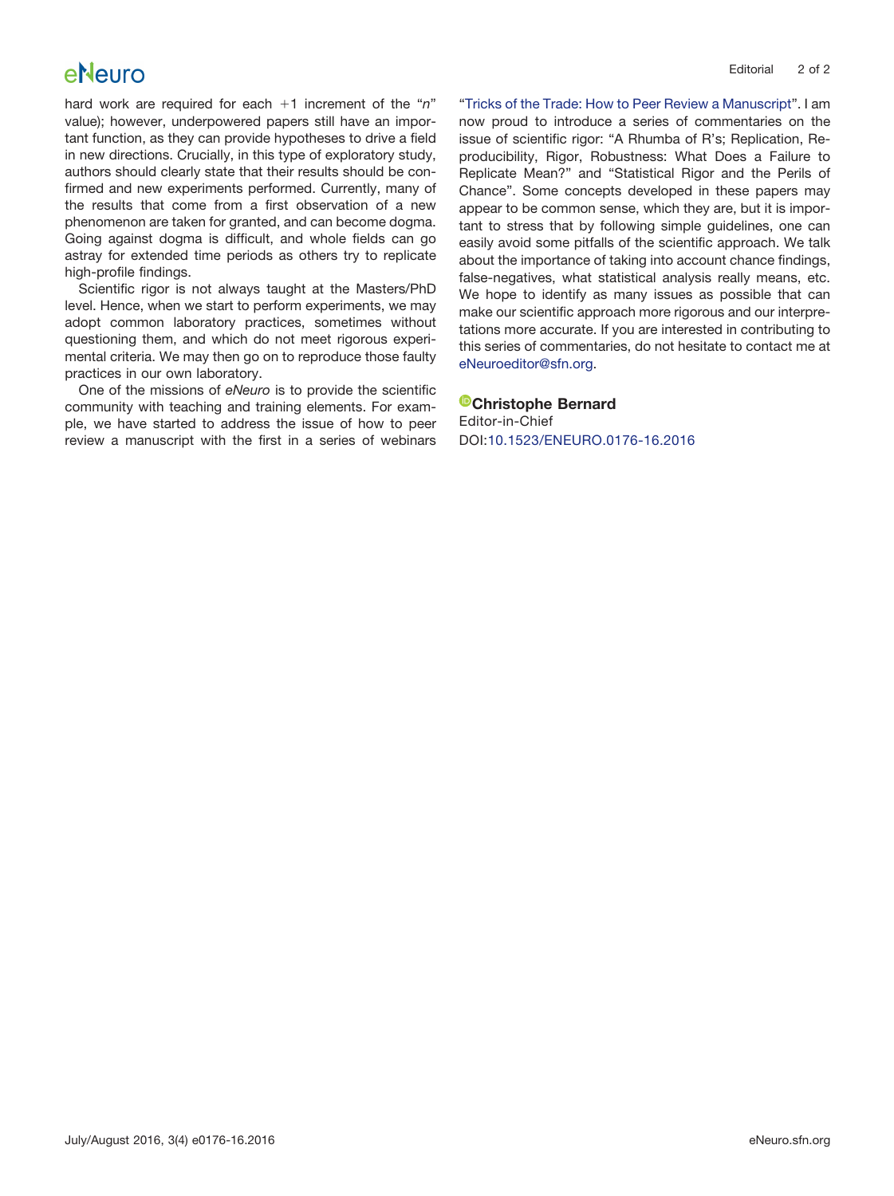hard work are required for each +1 increment of the "*n*" value); however, underpowered papers still have an important function, as they can provide hypotheses to drive a field in new directions. Crucially, in this type of exploratory study, authors should clearly state that their results should be confirmed and new experiments performed. Currently, many of the results that come from a first observation of a new phenomenon are taken for granted, and can become dogma. Going against dogma is difficult, and whole fields can go astray for extended time periods as others try to replicate high-profile findings.

Scientific rigor is not always taught at the Masters/PhD level. Hence, when we start to perform experiments, we may adopt common laboratory practices, sometimes without questioning them, and which do not meet rigorous experimental criteria. We may then go on to reproduce those faulty practices in our own laboratory.

One of the missions of *eNeuro* is to provide the scientific community with teaching and training elements. For example, we have started to address the issue of how to peer review a manuscript with the first in a series of webinars "Tricks of the Trade: How to Peer Review a Manuscript". I am now proud to introduce a series of commentaries on the issue of scientific rigor: "A Rhumba of R's; Replication, Reproducibility, Rigor, Robustness: What Does a Failure to Replicate Mean?" and "Statistical Rigor and the Perils of Chance". Some concepts developed in these papers may appear to be common sense, which they are, but it is important to stress that by following simple guidelines, one can easily avoid some pitfalls of the scientific approach. We talk about the importance of taking into account chance findings, false-negatives, what statistical analysis really means, etc. We hope to identify as many issues as possible that can make our scientific approach more rigorous and our interpretations more accurate. If you are interested in contributing to this series of commentaries, do not hesitate to contact me at eNeuroeditor@sfn.org.

**Christophe Bernard**
Editor-in-Chief
DOI:10.1523/ENEURO.0176-16.2016